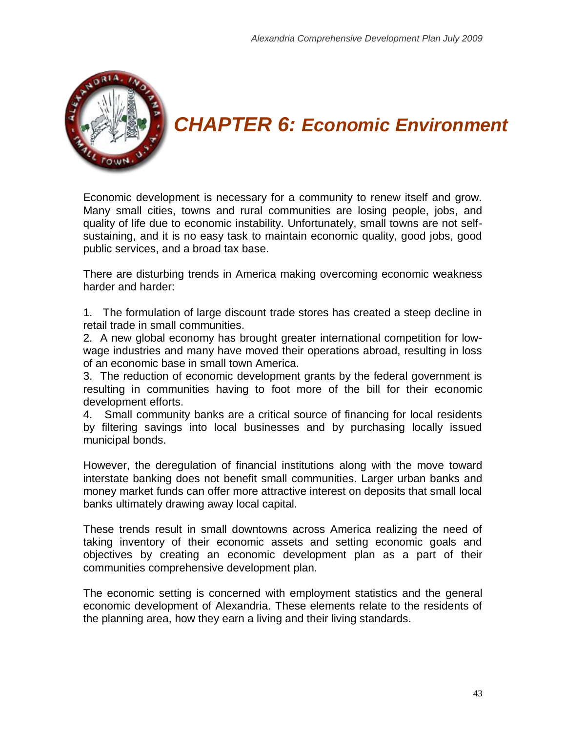# CHAPTER 6: Economic Environment

Economic development is necessary for a community to renew itself and grow. Many small cities, towns and rural communities are losing people, jobs, and quality of life due to economic instability. Unfortunately, small towns are not self-sustaining, and it is no easy task to maintain economic quality, good jobs, good public services, and a broad tax base.

There are disturbing trends in America making overcoming economic weakness harder and harder:

1. The formulation of large discount trade stores has created a steep decline in retail trade in small communities.
2. A new global economy has brought greater international competition for low-wage industries and many have moved their operations abroad, resulting in loss of an economic base in small town America.
3. The reduction of economic development grants by the federal government is resulting in communities having to foot more of the bill for their economic development efforts.
4. Small community banks are a critical source of financing for local residents by filtering savings into local businesses and by purchasing locally issued municipal bonds.

However, the deregulation of financial institutions along with the move toward interstate banking does not benefit small communities. Larger urban banks and money market funds can offer more attractive interest on deposits that small local banks ultimately drawing away local capital.

These trends result in small downtowns across America realizing the need of taking inventory of their economic assets and setting economic goals and objectives by creating an economic development plan as a part of their communities comprehensive development plan.

The economic setting is concerned with employment statistics and the general economic development of Alexandria. These elements relate to the residents of the planning area, how they earn a living and their living standards.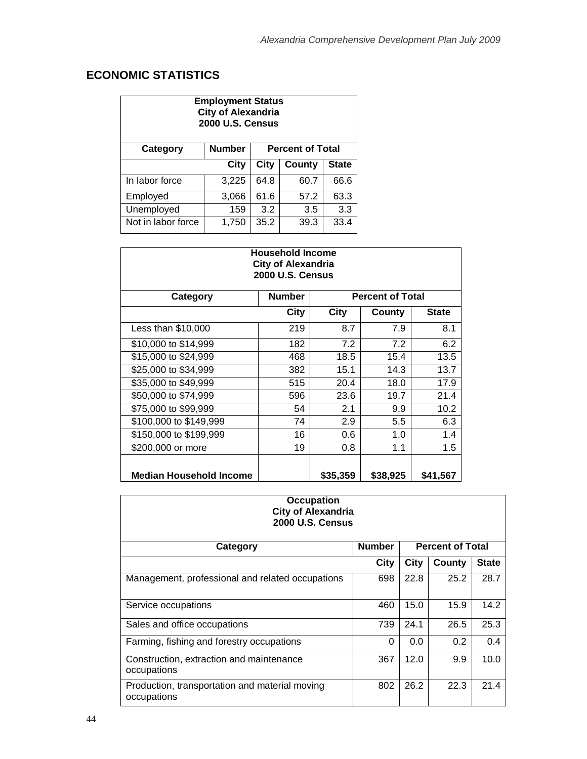## ECONOMIC STATISTICS

| Employment Status<br>City of Alexandria<br>2000 U.S. Census | | | | |
|---|---|---|---|---|
| Category | Number | Percent of Total | | |
| | City | City | County | State |
| In labor force | 3,225 | 64.8 | 60.7 | 66.6 |
| Employed | 3,066 | 61.6 | 57.2 | 63.3 |
| Unemployed | 159 | 3.2 | 3.5 | 3.3 |
| Not in labor force | 1,750 | 35.2 | 39.3 | 33.4 |

| Household Income<br>City of Alexandria<br>2000 U.S. Census | | | | |
|---|---|---|---|---|
| Category | Number | Percent of Total | | |
| | City | City | County | State |
| Less than $10,000 | 219 | 8.7 | 7.9 | 8.1 |
| $10,000 to $14,999 | 182 | 7.2 | 7.2 | 6.2 |
| $15,000 to $24,999 | 468 | 18.5 | 15.4 | 13.5 |
| $25,000 to $34,999 | 382 | 15.1 | 14.3 | 13.7 |
| $35,000 to $49,999 | 515 | 20.4 | 18.0 | 17.9 |
| $50,000 to $74,999 | 596 | 23.6 | 19.7 | 21.4 |
| $75,000 to $99,999 | 54 | 2.1 | 9.9 | 10.2 |
| $100,000 to $149,999 | 74 | 2.9 | 5.5 | 6.3 |
| $150,000 to $199,999 | 16 | 0.6 | 1.0 | 1.4 |
| $200,000 or more | 19 | 0.8 | 1.1 | 1.5 |
| **Median Household Income** | | **$35,359** | **$38,925** | **$41,567** |

| Occupation<br>City of Alexandria<br>2000 U.S. Census | | | | |
|---|---|---|---|---|
| Category | Number | Percent of Total | | |
| | City | City | County | State |
| Management, professional and related occupations | 698 | 22.8 | 25.2 | 28.7 |
| Service occupations | 460 | 15.0 | 15.9 | 14.2 |
| Sales and office occupations | 739 | 24.1 | 26.5 | 25.3 |
| Farming, fishing and forestry occupations | 0 | 0.0 | 0.2 | 0.4 |
| Construction, extraction and maintenance occupations | 367 | 12.0 | 9.9 | 10.0 |
| Production, transportation and material moving occupations | 802 | 26.2 | 22.3 | 21.4 |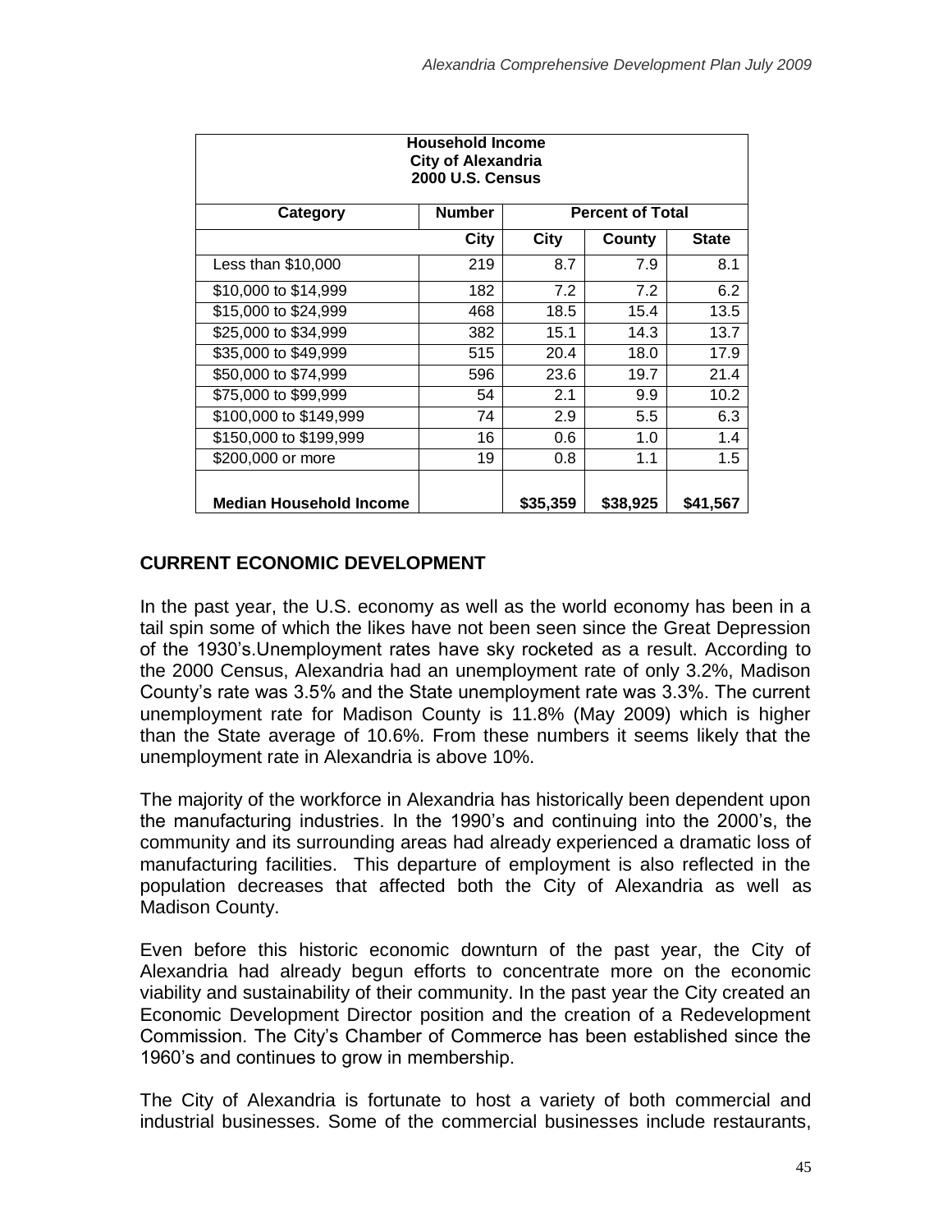| Household Income<br>City of Alexandria<br>2000 U.S. Census | | | | |
|---|---|---|---|---|
| **Category** | **Number** | **Percent of Total** | | |
| | **City** | **City** | **County** | **State** |
| Less than $10,000 | 219 | 8.7 | 7.9 | 8.1 |
| $10,000 to $14,999 | 182 | 7.2 | 7.2 | 6.2 |
| $15,000 to $24,999 | 468 | 18.5 | 15.4 | 13.5 |
| $25,000 to $34,999 | 382 | 15.1 | 14.3 | 13.7 |
| $35,000 to $49,999 | 515 | 20.4 | 18.0 | 17.9 |
| $50,000 to $74,999 | 596 | 23.6 | 19.7 | 21.4 |
| $75,000 to $99,999 | 54 | 2.1 | 9.9 | 10.2 |
| $100,000 to $149,999 | 74 | 2.9 | 5.5 | 6.3 |
| $150,000 to $199,999 | 16 | 0.6 | 1.0 | 1.4 |
| $200,000 or more | 19 | 0.8 | 1.1 | 1.5 |
| **Median Household Income** | | **$35,359** | **$38,925** | **$41,567** |

## CURRENT ECONOMIC DEVELOPMENT

In the past year, the U.S. economy as well as the world economy has been in a tail spin some of which the likes have not been seen since the Great Depression of the 1930's.Unemployment rates have sky rocketed as a result. According to the 2000 Census, Alexandria had an unemployment rate of only 3.2%, Madison County's rate was 3.5% and the State unemployment rate was 3.3%. The current unemployment rate for Madison County is 11.8% (May 2009) which is higher than the State average of 10.6%. From these numbers it seems likely that the unemployment rate in Alexandria is above 10%.

The majority of the workforce in Alexandria has historically been dependent upon the manufacturing industries. In the 1990's and continuing into the 2000's, the community and its surrounding areas had already experienced a dramatic loss of manufacturing facilities. This departure of employment is also reflected in the population decreases that affected both the City of Alexandria as well as Madison County.

Even before this historic economic downturn of the past year, the City of Alexandria had already begun efforts to concentrate more on the economic viability and sustainability of their community. In the past year the City created an Economic Development Director position and the creation of a Redevelopment Commission. The City's Chamber of Commerce has been established since the 1960's and continues to grow in membership.

The City of Alexandria is fortunate to host a variety of both commercial and industrial businesses. Some of the commercial businesses include restaurants,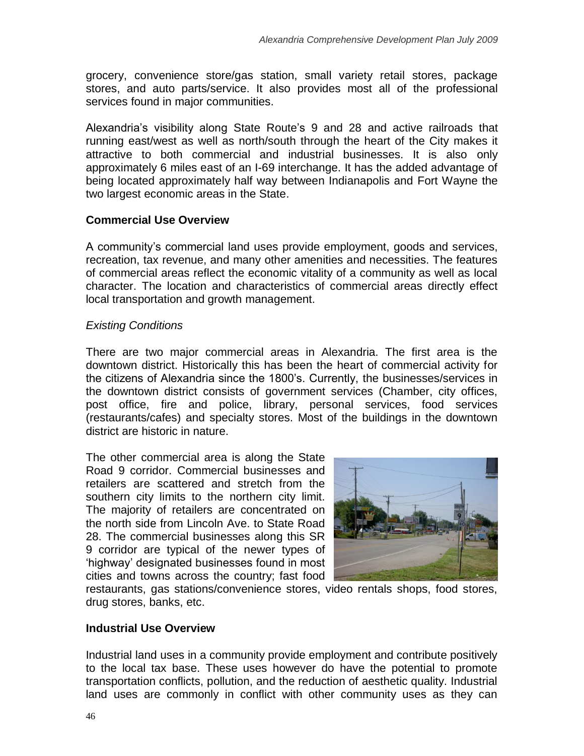grocery, convenience store/gas station, small variety retail stores, package stores, and auto parts/service. It also provides most all of the professional services found in major communities.

Alexandria's visibility along State Route's 9 and 28 and active railroads that running east/west as well as north/south through the heart of the City makes it attractive to both commercial and industrial businesses. It is also only approximately 6 miles east of an I-69 interchange. It has the added advantage of being located approximately half way between Indianapolis and Fort Wayne the two largest economic areas in the State.

**Commercial Use Overview**

A community's commercial land uses provide employment, goods and services, recreation, tax revenue, and many other amenities and necessities. The features of commercial areas reflect the economic vitality of a community as well as local character. The location and characteristics of commercial areas directly effect local transportation and growth management.

*Existing Conditions*

There are two major commercial areas in Alexandria. The first area is the downtown district. Historically this has been the heart of commercial activity for the citizens of Alexandria since the 1800's. Currently, the businesses/services in the downtown district consists of government services (Chamber, city offices, post office, fire and police, library, personal services, food services (restaurants/cafes) and specialty stores. Most of the buildings in the downtown district are historic in nature.

The other commercial area is along the State Road 9 corridor. Commercial businesses and retailers are scattered and stretch from the southern city limits to the northern city limit. The majority of retailers are concentrated on the north side from Lincoln Ave. to State Road 28. The commercial businesses along this SR 9 corridor are typical of the newer types of 'highway' designated businesses found in most cities and towns across the country; fast food restaurants, gas stations/convenience stores, video rentals shops, food stores, drug stores, banks, etc.

**Industrial Use Overview**

Industrial land uses in a community provide employment and contribute positively to the local tax base. These uses however do have the potential to promote transportation conflicts, pollution, and the reduction of aesthetic quality. Industrial land uses are commonly in conflict with other community uses as they can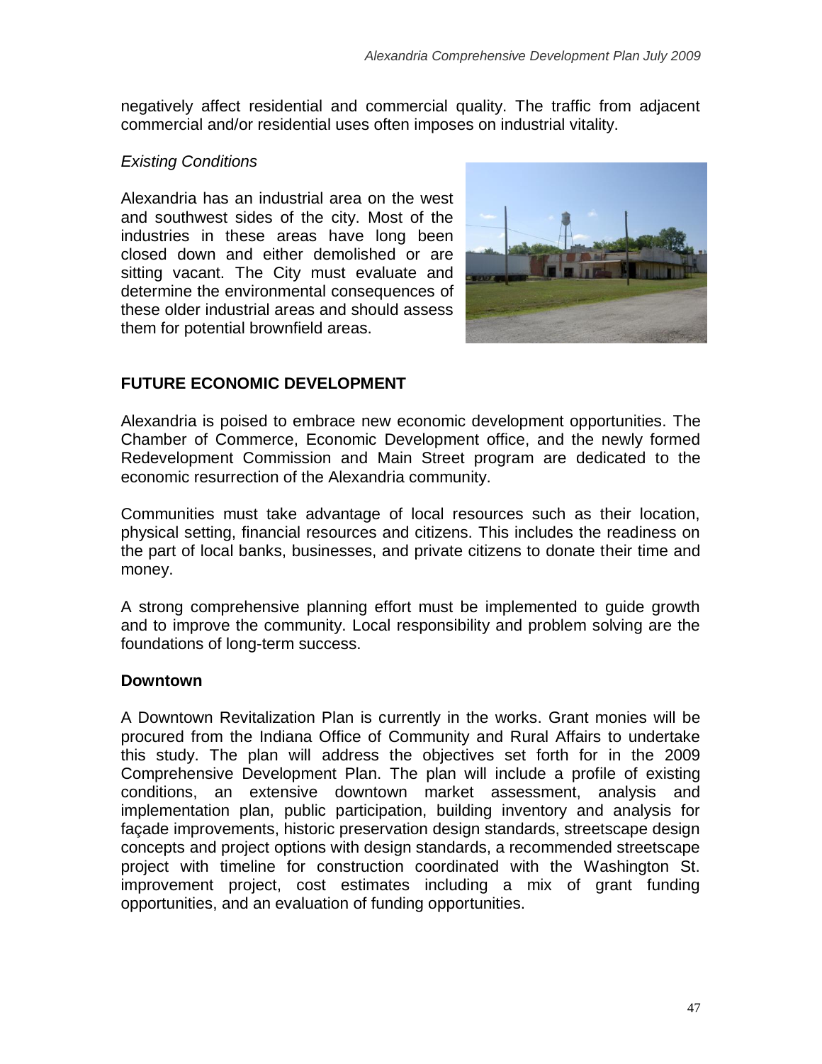negatively affect residential and commercial quality. The traffic from adjacent commercial and/or residential uses often imposes on industrial vitality.

*Existing Conditions*

Alexandria has an industrial area on the west and southwest sides of the city. Most of the industries in these areas have long been closed down and either demolished or are sitting vacant. The City must evaluate and determine the environmental consequences of these older industrial areas and should assess them for potential brownfield areas.

## FUTURE ECONOMIC DEVELOPMENT

Alexandria is poised to embrace new economic development opportunities. The Chamber of Commerce, Economic Development office, and the newly formed Redevelopment Commission and Main Street program are dedicated to the economic resurrection of the Alexandria community.

Communities must take advantage of local resources such as their location, physical setting, financial resources and citizens. This includes the readiness on the part of local banks, businesses, and private citizens to donate their time and money.

A strong comprehensive planning effort must be implemented to guide growth and to improve the community. Local responsibility and problem solving are the foundations of long-term success.

### Downtown

A Downtown Revitalization Plan is currently in the works. Grant monies will be procured from the Indiana Office of Community and Rural Affairs to undertake this study. The plan will address the objectives set forth for in the 2009 Comprehensive Development Plan. The plan will include a profile of existing conditions, an extensive downtown market assessment, analysis and implementation plan, public participation, building inventory and analysis for façade improvements, historic preservation design standards, streetscape design concepts and project options with design standards, a recommended streetscape project with timeline for construction coordinated with the Washington St. improvement project, cost estimates including a mix of grant funding opportunities, and an evaluation of funding opportunities.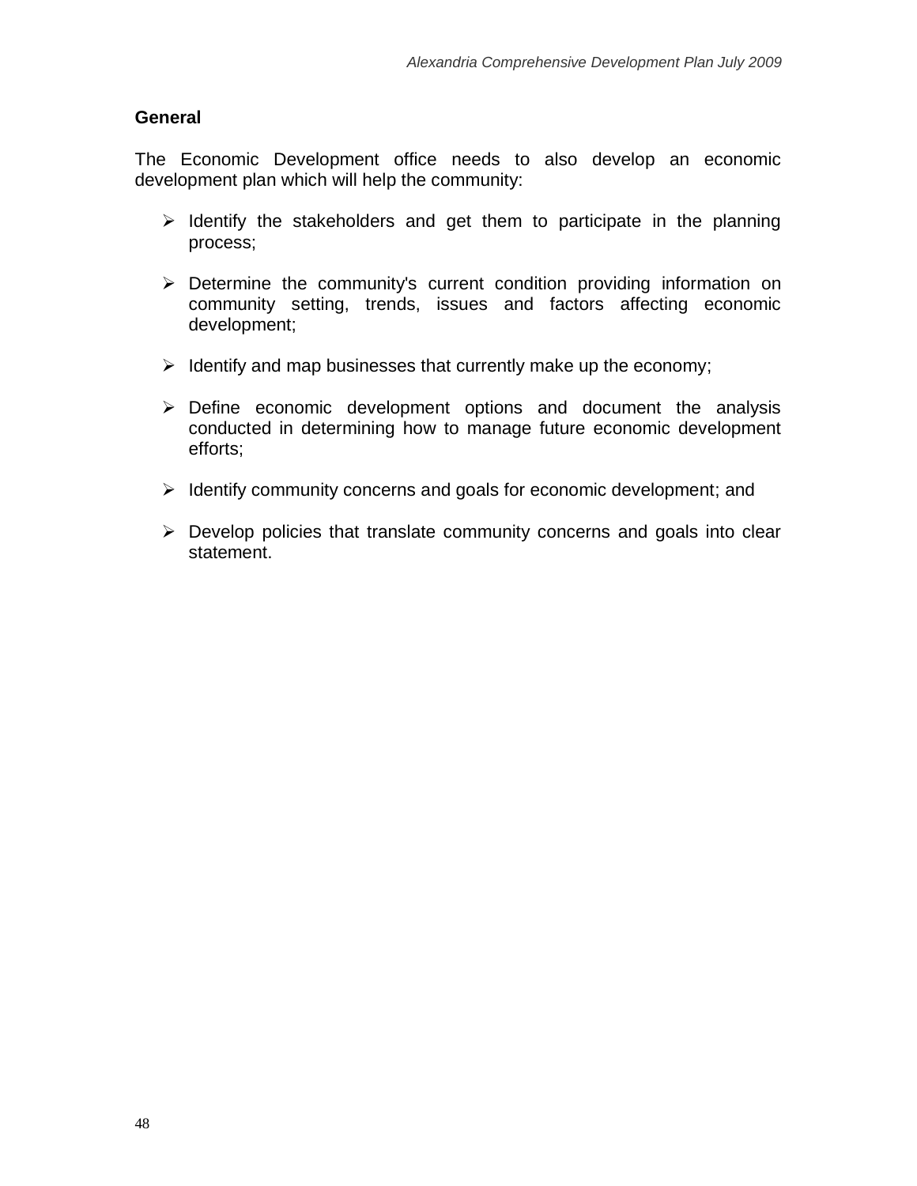### General

The Economic Development office needs to also develop an economic development plan which will help the community:

- Identify the stakeholders and get them to participate in the planning process;
- Determine the community's current condition providing information on community setting, trends, issues and factors affecting economic development;
- Identify and map businesses that currently make up the economy;
- Define economic development options and document the analysis conducted in determining how to manage future economic development efforts;
- Identify community concerns and goals for economic development; and
- Develop policies that translate community concerns and goals into clear statement.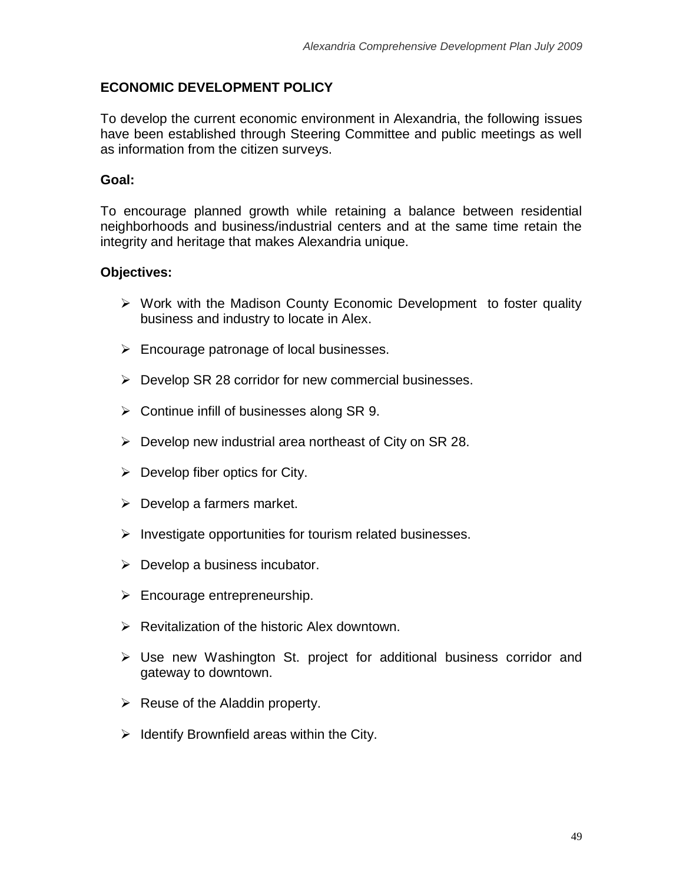## ECONOMIC DEVELOPMENT POLICY

To develop the current economic environment in Alexandria, the following issues have been established through Steering Committee and public meetings as well as information from the citizen surveys.

**Goal:**

To encourage planned growth while retaining a balance between residential neighborhoods and business/industrial centers and at the same time retain the integrity and heritage that makes Alexandria unique.

**Objectives:**

- Work with the Madison County Economic Development to foster quality business and industry to locate in Alex.
- Encourage patronage of local businesses.
- Develop SR 28 corridor for new commercial businesses.
- Continue infill of businesses along SR 9.
- Develop new industrial area northeast of City on SR 28.
- Develop fiber optics for City.
- Develop a farmers market.
- Investigate opportunities for tourism related businesses.
- Develop a business incubator.
- Encourage entrepreneurship.
- Revitalization of the historic Alex downtown.
- Use new Washington St. project for additional business corridor and gateway to downtown.
- Reuse of the Aladdin property.
- Identify Brownfield areas within the City.